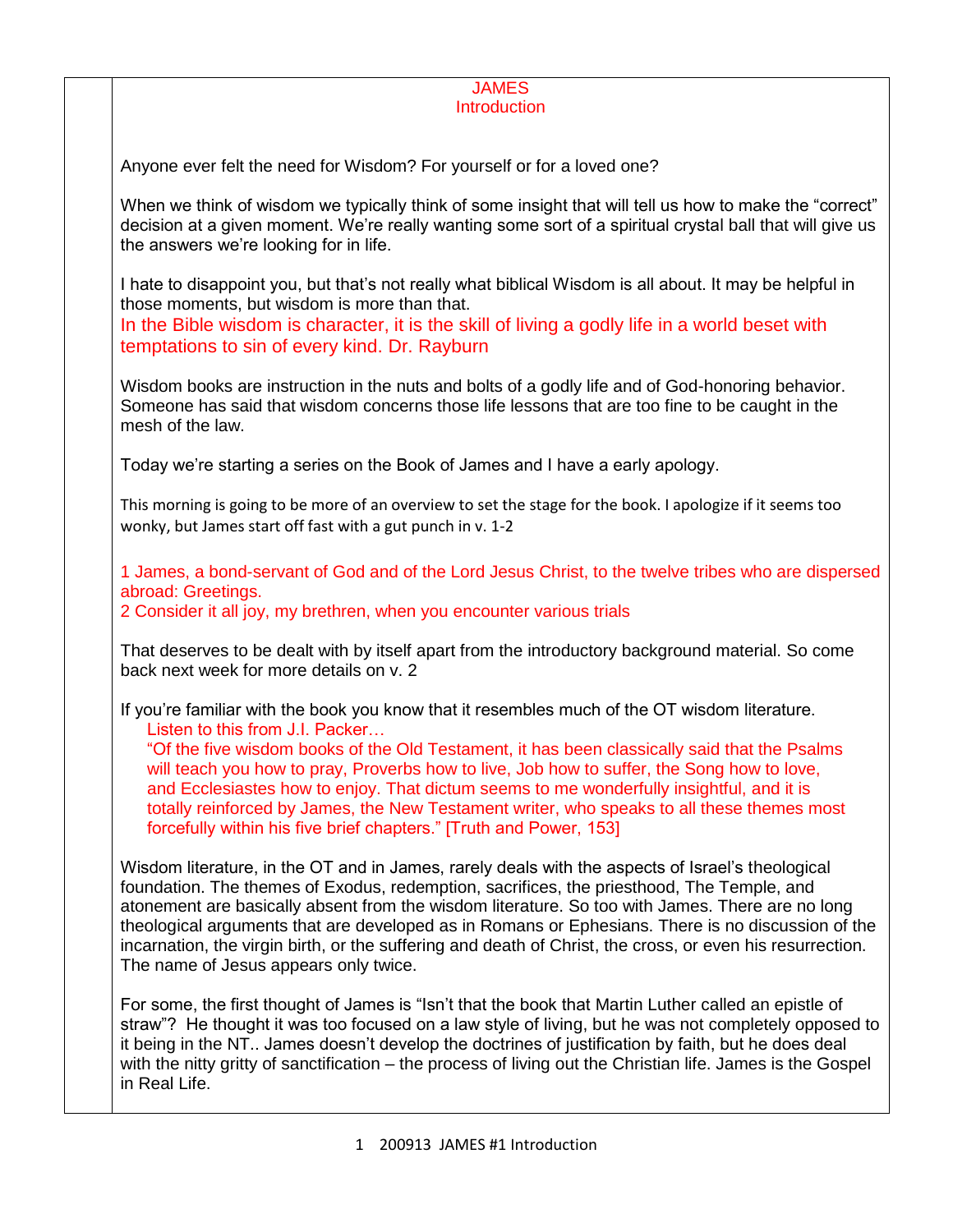# JAMES
## Introduction

Anyone ever felt the need for Wisdom? For yourself or for a loved one?

When we think of wisdom we typically think of some insight that will tell us how to make the "correct" decision at a given moment. We're really wanting some sort of a spiritual crystal ball that will give us the answers we're looking for in life.

I hate to disappoint you, but that's not really what biblical Wisdom is all about. It may be helpful in those moments, but wisdom is more than that.
In the Bible wisdom is character, it is the skill of living a godly life in a world beset with temptations to sin of every kind. Dr. Rayburn

Wisdom books are instruction in the nuts and bolts of a godly life and of God-honoring behavior. Someone has said that wisdom concerns those life lessons that are too fine to be caught in the mesh of the law.

Today we're starting a series on the Book of James and I have a early apology.

This morning is going to be more of an overview to set the stage for the book. I apologize if it seems too wonky, but James start off fast with a gut punch in v. 1-2

1 James, a bond-servant of God and of the Lord Jesus Christ, to the twelve tribes who are dispersed abroad: Greetings.
2 Consider it all joy, my brethren, when you encounter various trials

That deserves to be dealt with by itself apart from the introductory background material. So come back next week for more details on v. 2

If you're familiar with the book you know that it resembles much of the OT wisdom literature.

> Listen to this from J.I. Packer…
> "Of the five wisdom books of the Old Testament, it has been classically said that the Psalms will teach you how to pray, Proverbs how to live, Job how to suffer, the Song how to love, and Ecclesiastes how to enjoy. That dictum seems to me wonderfully insightful, and it is totally reinforced by James, the New Testament writer, who speaks to all these themes most forcefully within his five brief chapters." [Truth and Power, 153]

Wisdom literature, in the OT and in James, rarely deals with the aspects of Israel's theological foundation. The themes of Exodus, redemption, sacrifices, the priesthood, The Temple, and atonement are basically absent from the wisdom literature. So too with James. There are no long theological arguments that are developed as in Romans or Ephesians. There is no discussion of the incarnation, the virgin birth, or the suffering and death of Christ, the cross, or even his resurrection. The name of Jesus appears only twice.

For some, the first thought of James is "Isn't that the book that Martin Luther called an epistle of straw"? He thought it was too focused on a law style of living, but he was not completely opposed to it being in the NT.. James doesn't develop the doctrines of justification by faith, but he does deal with the nitty gritty of sanctification – the process of living out the Christian life. James is the Gospel in Real Life.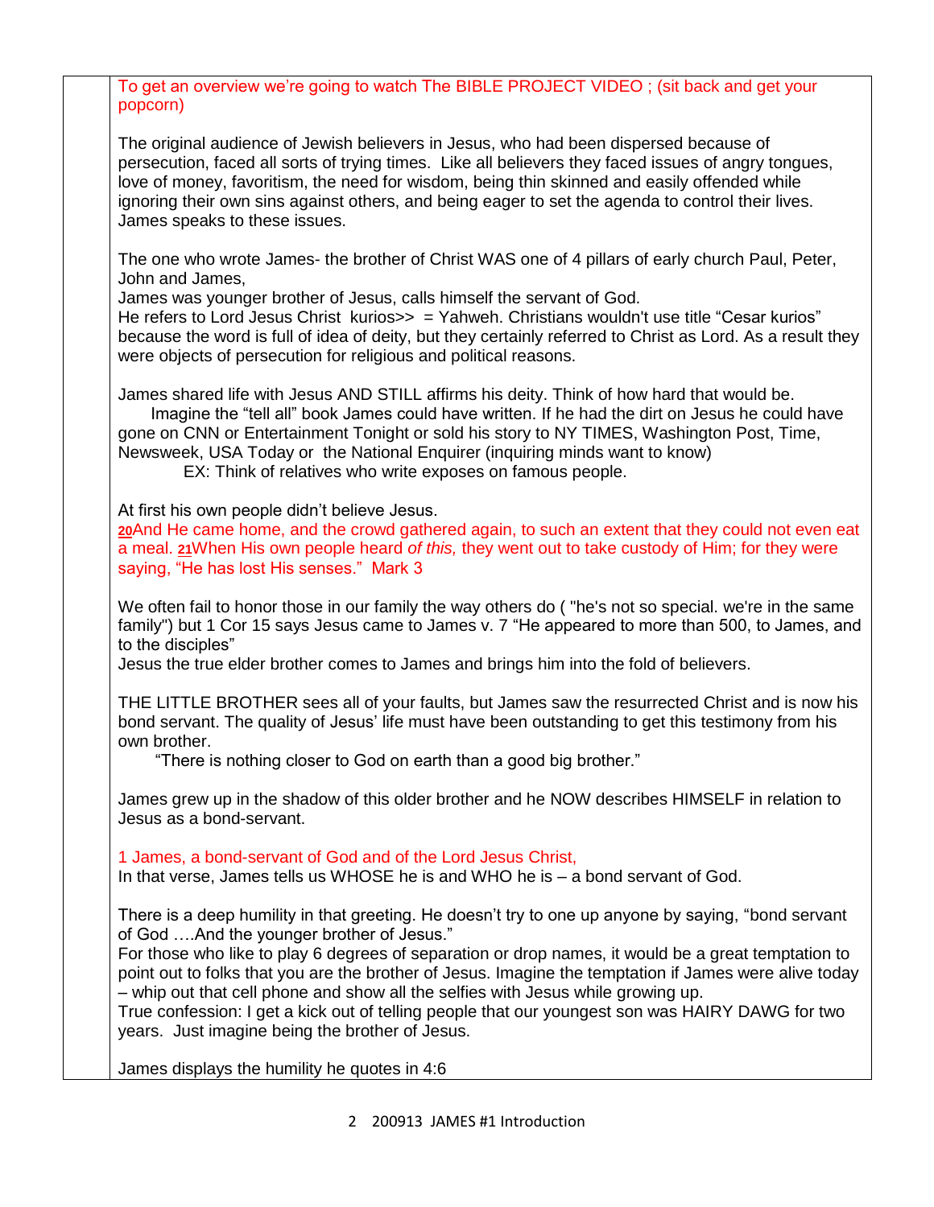To get an overview we're going to watch The BIBLE PROJECT VIDEO ; (sit back and get your popcorn)

The original audience of Jewish believers in Jesus, who had been dispersed because of persecution, faced all sorts of trying times. Like all believers they faced issues of angry tongues, love of money, favoritism, the need for wisdom, being thin skinned and easily offended while ignoring their own sins against others, and being eager to set the agenda to control their lives. James speaks to these issues.

The one who wrote James- the brother of Christ WAS one of 4 pillars of early church Paul, Peter, John and James,
James was younger brother of Jesus, calls himself the servant of God.
He refers to Lord Jesus Christ kurios>> = Yahweh. Christians wouldn't use title "Cesar kurios" because the word is full of idea of deity, but they certainly referred to Christ as Lord. As a result they were objects of persecution for religious and political reasons.

James shared life with Jesus AND STILL affirms his deity. Think of how hard that would be.
Imagine the "tell all" book James could have written. If he had the dirt on Jesus he could have gone on CNN or Entertainment Tonight or sold his story to NY TIMES, Washington Post, Time, Newsweek, USA Today or the National Enquirer (inquiring minds want to know)
EX: Think of relatives who write exposes on famous people.

At first his own people didn't believe Jesus.
**20**And He came home, and the crowd gathered again, to such an extent that they could not even eat a meal. **21**When His own people heard *of this,* they went out to take custody of Him; for they were saying, "He has lost His senses." Mark 3

We often fail to honor those in our family the way others do ( "he's not so special. we're in the same family") but 1 Cor 15 says Jesus came to James v. 7 "He appeared to more than 500, to James, and to the disciples"
Jesus the true elder brother comes to James and brings him into the fold of believers.

THE LITTLE BROTHER sees all of your faults, but James saw the resurrected Christ and is now his bond servant. The quality of Jesus' life must have been outstanding to get this testimony from his own brother.
"There is nothing closer to God on earth than a good big brother."

James grew up in the shadow of this older brother and he NOW describes HIMSELF in relation to Jesus as a bond-servant.

1 James, a bond-servant of God and of the Lord Jesus Christ,
In that verse, James tells us WHOSE he is and WHO he is – a bond servant of God.

There is a deep humility in that greeting. He doesn't try to one up anyone by saying, "bond servant of God ….And the younger brother of Jesus."
For those who like to play 6 degrees of separation or drop names, it would be a great temptation to point out to folks that you are the brother of Jesus. Imagine the temptation if James were alive today – whip out that cell phone and show all the selfies with Jesus while growing up.
True confession: I get a kick out of telling people that our youngest son was HAIRY DAWG for two years. Just imagine being the brother of Jesus.

James displays the humility he quotes in 4:6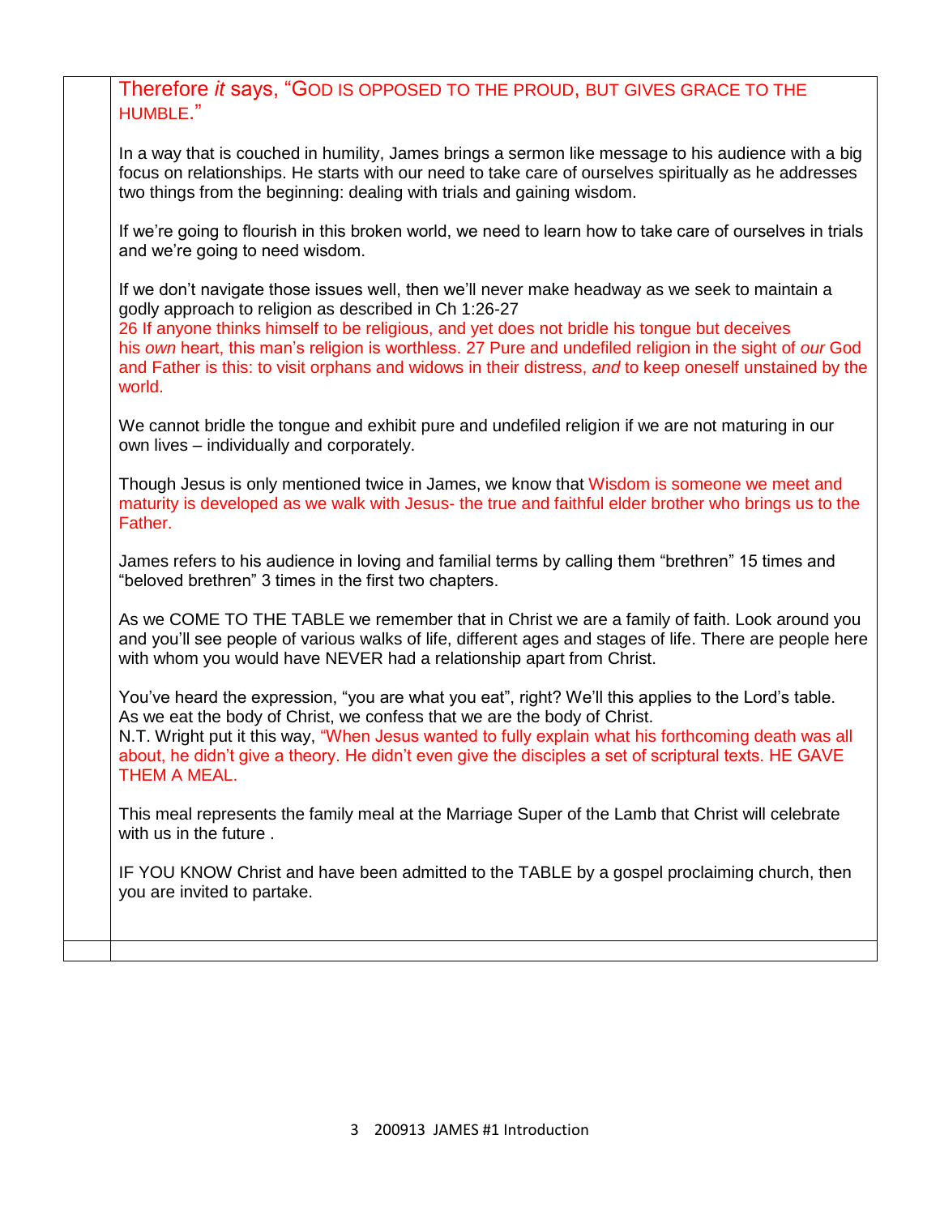Therefore *it* says, "GOD IS OPPOSED TO THE PROUD, BUT GIVES GRACE TO THE HUMBLE."

In a way that is couched in humility, James brings a sermon like message to his audience with a big focus on relationships. He starts with our need to take care of ourselves spiritually as he addresses two things from the beginning: dealing with trials and gaining wisdom.

If we're going to flourish in this broken world, we need to learn how to take care of ourselves in trials and we're going to need wisdom.

If we don't navigate those issues well, then we'll never make headway as we seek to maintain a godly approach to religion as described in Ch 1:26-27
26 If anyone thinks himself to be religious, and yet does not bridle his tongue but deceives his *own* heart, this man's religion is worthless. 27 Pure and undefiled religion in the sight of *our* God and Father is this: to visit orphans and widows in their distress, *and* to keep oneself unstained by the world.

We cannot bridle the tongue and exhibit pure and undefiled religion if we are not maturing in our own lives – individually and corporately.

Though Jesus is only mentioned twice in James, we know that Wisdom is someone we meet and maturity is developed as we walk with Jesus- the true and faithful elder brother who brings us to the Father.

James refers to his audience in loving and familial terms by calling them "brethren" 15 times and "beloved brethren" 3 times in the first two chapters.

As we COME TO THE TABLE we remember that in Christ we are a family of faith. Look around you and you'll see people of various walks of life, different ages and stages of life. There are people here with whom you would have NEVER had a relationship apart from Christ.

You've heard the expression, "you are what you eat", right? We'll this applies to the Lord's table. As we eat the body of Christ, we confess that we are the body of Christ.
N.T. Wright put it this way, "When Jesus wanted to fully explain what his forthcoming death was all about, he didn't give a theory. He didn't even give the disciples a set of scriptural texts. HE GAVE THEM A MEAL.

This meal represents the family meal at the Marriage Super of the Lamb that Christ will celebrate with us in the future .

IF YOU KNOW Christ and have been admitted to the TABLE by a gospel proclaiming church, then you are invited to partake.